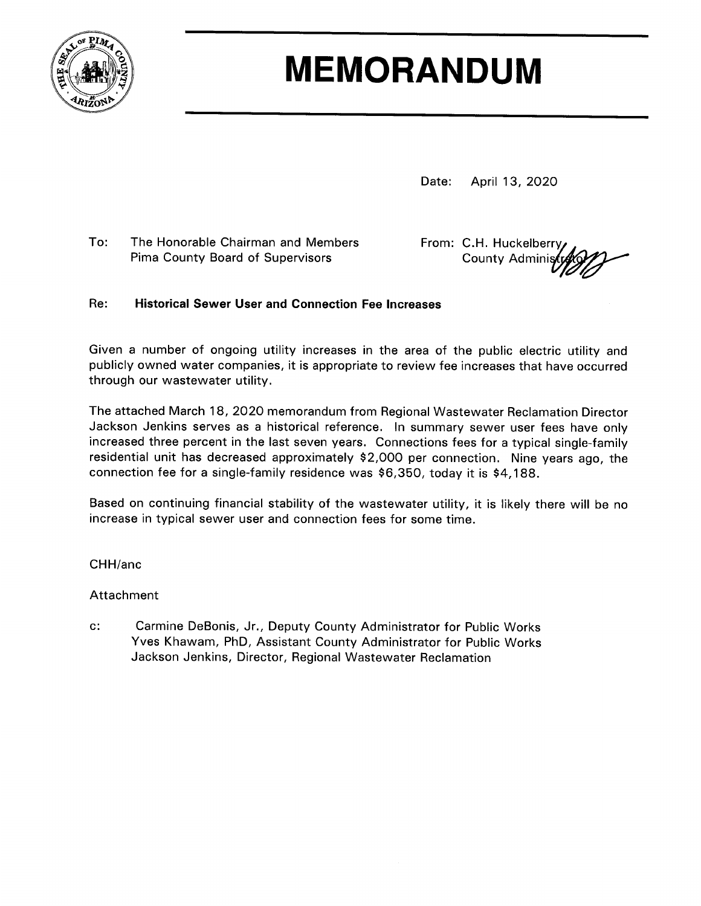# MEMORANDUM

Date: April 13, 2020

To: The Honorable Chairman and Members
Pima County Board of Supervisors

From: C.H. Huckelberry
County Administrator

Re: **Historical Sewer User and Connection Fee Increases**

Given a number of ongoing utility increases in the area of the public electric utility and publicly owned water companies, it is appropriate to review fee increases that have occurred through our wastewater utility.

The attached March 18, 2020 memorandum from Regional Wastewater Reclamation Director Jackson Jenkins serves as a historical reference. In summary sewer user fees have only increased three percent in the last seven years. Connections fees for a typical single-family residential unit has decreased approximately $2,000 per connection. Nine years ago, the connection fee for a single-family residence was $6,350, today it is $4,188.

Based on continuing financial stability of the wastewater utility, it is likely there will be no increase in typical sewer user and connection fees for some time.

CHH/anc

Attachment

c: Carmine DeBonis, Jr., Deputy County Administrator for Public Works
Yves Khawam, PhD, Assistant County Administrator for Public Works
Jackson Jenkins, Director, Regional Wastewater Reclamation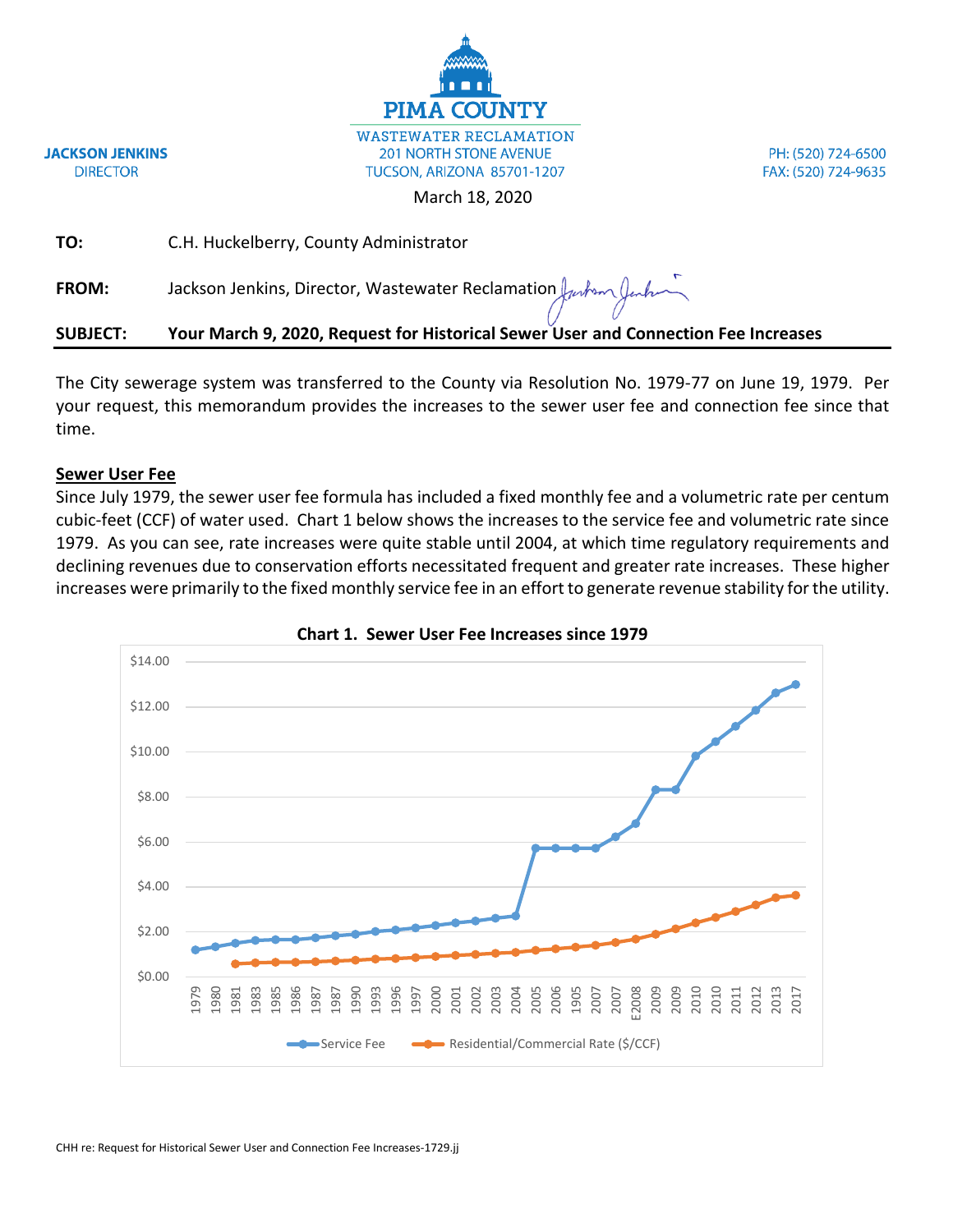JACKSON JENKINS
DIRECTOR

PIMA COUNTY
WASTEWATER RECLAMATION
201 NORTH STONE AVENUE
TUCSON, ARIZONA 85701-1207

PH: (520) 724-6500
FAX: (520) 724-9635

March 18, 2020

**TO:** C.H. Huckelberry, County Administrator

**FROM:** Jackson Jenkins, Director, Wastewater Reclamation

**SUBJECT: Your March 9, 2020, Request for Historical Sewer User and Connection Fee Increases**

The City sewerage system was transferred to the County via Resolution No. 1979-77 on June 19, 1979. Per your request, this memorandum provides the increases to the sewer user fee and connection fee since that time.

## Sewer User Fee

Since July 1979, the sewer user fee formula has included a fixed monthly fee and a volumetric rate per centum cubic-feet (CCF) of water used. Chart 1 below shows the increases to the service fee and volumetric rate since 1979. As you can see, rate increases were quite stable until 2004, at which time regulatory requirements and declining revenues due to conservation efforts necessitated frequent and greater rate increases. These higher increases were primarily to the fixed monthly service fee in an effort to generate revenue stability for the utility.

**Chart 1. Sewer User Fee Increases since 1979**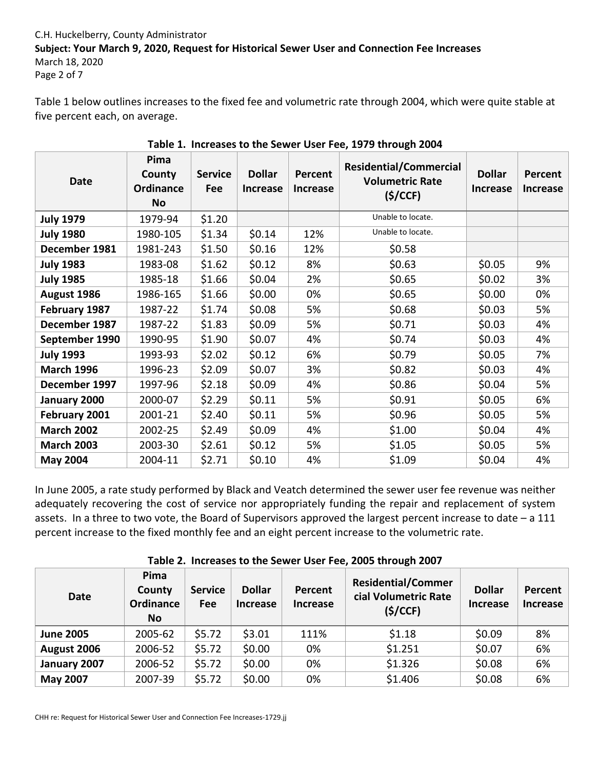Table 1 below outlines increases to the fixed fee and volumetric rate through 2004, which were quite stable at five percent each, on average.

**Table 1. Increases to the Sewer User Fee, 1979 through 2004**

| Date | Pima County Ordinance No | Service Fee | Dollar Increase | Percent Increase | Residential/Commercial Volumetric Rate ($/CCF) | Dollar Increase | Percent Increase |
|---|---|---|---|---|---|---|---|
| **July 1979** | 1979-94 | $1.20 | | | Unable to locate. | | |
| **July 1980** | 1980-105 | $1.34 | $0.14 | 12% | Unable to locate. | | |
| **December 1981** | 1981-243 | $1.50 | $0.16 | 12% | $0.58 | | |
| **July 1983** | 1983-08 | $1.62 | $0.12 | 8% | $0.63 | $0.05 | 9% |
| **July 1985** | 1985-18 | $1.66 | $0.04 | 2% | $0.65 | $0.02 | 3% |
| **August 1986** | 1986-165 | $1.66 | $0.00 | 0% | $0.65 | $0.00 | 0% |
| **February 1987** | 1987-22 | $1.74 | $0.08 | 5% | $0.68 | $0.03 | 5% |
| **December 1987** | 1987-22 | $1.83 | $0.09 | 5% | $0.71 | $0.03 | 4% |
| **September 1990** | 1990-95 | $1.90 | $0.07 | 4% | $0.74 | $0.03 | 4% |
| **July 1993** | 1993-93 | $2.02 | $0.12 | 6% | $0.79 | $0.05 | 7% |
| **March 1996** | 1996-23 | $2.09 | $0.07 | 3% | $0.82 | $0.03 | 4% |
| **December 1997** | 1997-96 | $2.18 | $0.09 | 4% | $0.86 | $0.04 | 5% |
| **January 2000** | 2000-07 | $2.29 | $0.11 | 5% | $0.91 | $0.05 | 6% |
| **February 2001** | 2001-21 | $2.40 | $0.11 | 5% | $0.96 | $0.05 | 5% |
| **March 2002** | 2002-25 | $2.49 | $0.09 | 4% | $1.00 | $0.04 | 4% |
| **March 2003** | 2003-30 | $2.61 | $0.12 | 5% | $1.05 | $0.05 | 5% |
| **May 2004** | 2004-11 | $2.71 | $0.10 | 4% | $1.09 | $0.04 | 4% |

In June 2005, a rate study performed by Black and Veatch determined the sewer user fee revenue was neither adequately recovering the cost of service nor appropriately funding the repair and replacement of system assets. In a three to two vote, the Board of Supervisors approved the largest percent increase to date – a 111 percent increase to the fixed monthly fee and an eight percent increase to the volumetric rate.

**Table 2. Increases to the Sewer User Fee, 2005 through 2007**

| Date | Pima County Ordinance No | Service Fee | Dollar Increase | Percent Increase | Residential/Commercial Volumetric Rate ($/CCF) | Dollar Increase | Percent Increase |
|---|---|---|---|---|---|---|---|
| **June 2005** | 2005-62 | $5.72 | $3.01 | 111% | $1.18 | $0.09 | 8% |
| **August 2006** | 2006-52 | $5.72 | $0.00 | 0% | $1.251 | $0.07 | 6% |
| **January 2007** | 2006-52 | $5.72 | $0.00 | 0% | $1.326 | $0.08 | 6% |
| **May 2007** | 2007-39 | $5.72 | $0.00 | 0% | $1.406 | $0.08 | 6% |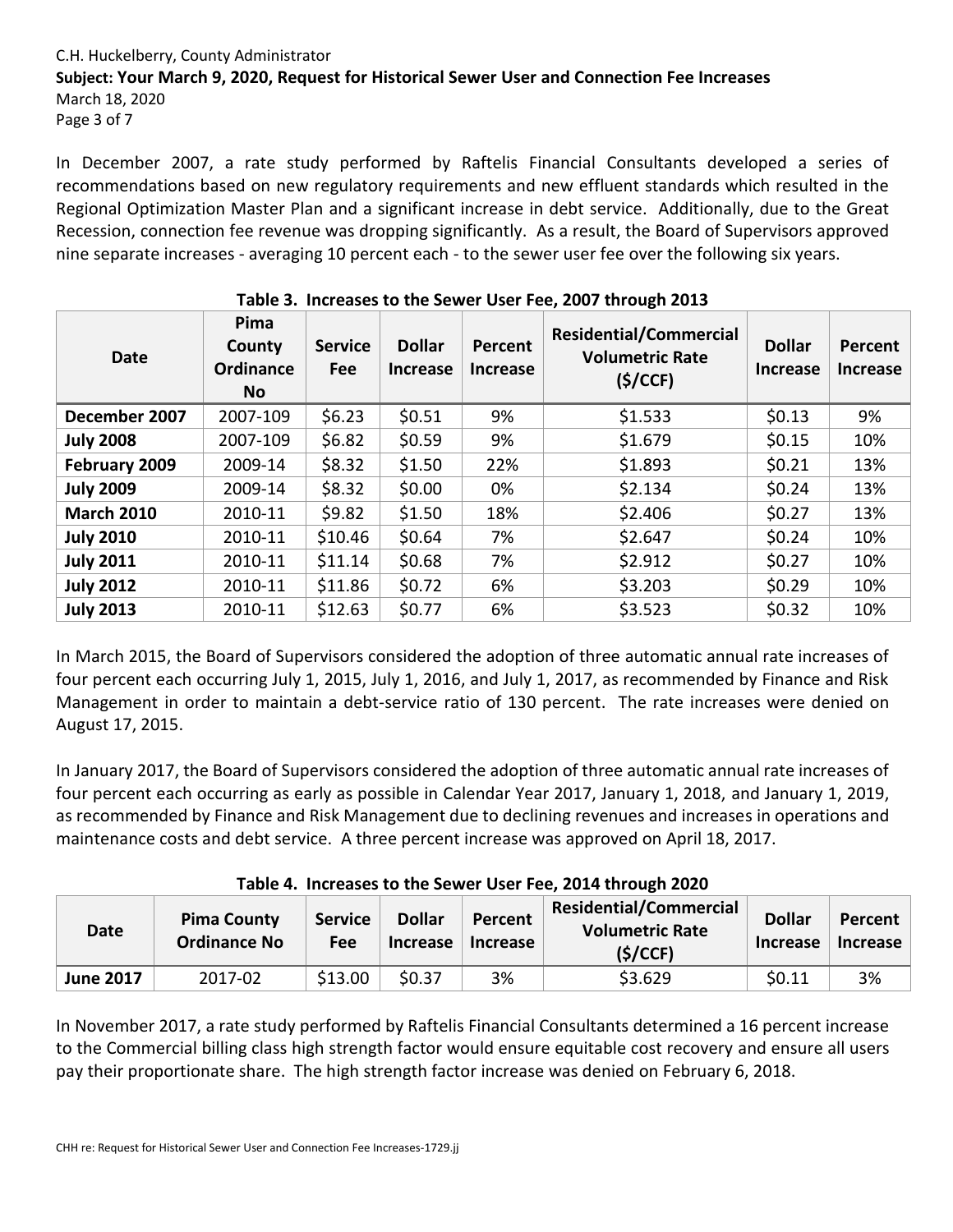In December 2007, a rate study performed by Raftelis Financial Consultants developed a series of recommendations based on new regulatory requirements and new effluent standards which resulted in the Regional Optimization Master Plan and a significant increase in debt service. Additionally, due to the Great Recession, connection fee revenue was dropping significantly. As a result, the Board of Supervisors approved nine separate increases - averaging 10 percent each - to the sewer user fee over the following six years.

**Table 3. Increases to the Sewer User Fee, 2007 through 2013**

| Date | Pima County Ordinance No | Service Fee | Dollar Increase | Percent Increase | Residential/Commercial Volumetric Rate ($/CCF) | Dollar Increase | Percent Increase |
|---|---|---|---|---|---|---|---|
| **December 2007** | 2007-109 | $6.23 | $0.51 | 9% | $1.533 | $0.13 | 9% |
| **July 2008** | 2007-109 | $6.82 | $0.59 | 9% | $1.679 | $0.15 | 10% |
| **February 2009** | 2009-14 | $8.32 | $1.50 | 22% | $1.893 | $0.21 | 13% |
| **July 2009** | 2009-14 | $8.32 | $0.00 | 0% | $2.134 | $0.24 | 13% |
| **March 2010** | 2010-11 | $9.82 | $1.50 | 18% | $2.406 | $0.27 | 13% |
| **July 2010** | 2010-11 | $10.46 | $0.64 | 7% | $2.647 | $0.24 | 10% |
| **July 2011** | 2010-11 | $11.14 | $0.68 | 7% | $2.912 | $0.27 | 10% |
| **July 2012** | 2010-11 | $11.86 | $0.72 | 6% | $3.203 | $0.29 | 10% |
| **July 2013** | 2010-11 | $12.63 | $0.77 | 6% | $3.523 | $0.32 | 10% |

In March 2015, the Board of Supervisors considered the adoption of three automatic annual rate increases of four percent each occurring July 1, 2015, July 1, 2016, and July 1, 2017, as recommended by Finance and Risk Management in order to maintain a debt-service ratio of 130 percent. The rate increases were denied on August 17, 2015.

In January 2017, the Board of Supervisors considered the adoption of three automatic annual rate increases of four percent each occurring as early as possible in Calendar Year 2017, January 1, 2018, and January 1, 2019, as recommended by Finance and Risk Management due to declining revenues and increases in operations and maintenance costs and debt service. A three percent increase was approved on April 18, 2017.

**Table 4. Increases to the Sewer User Fee, 2014 through 2020**

| Date | Pima County Ordinance No | Service Fee | Dollar Increase | Percent Increase | Residential/Commercial Volumetric Rate ($/CCF) | Dollar Increase | Percent Increase |
|---|---|---|---|---|---|---|---|
| **June 2017** | 2017-02 | $13.00 | $0.37 | 3% | $3.629 | $0.11 | 3% |

In November 2017, a rate study performed by Raftelis Financial Consultants determined a 16 percent increase to the Commercial billing class high strength factor would ensure equitable cost recovery and ensure all users pay their proportionate share. The high strength factor increase was denied on February 6, 2018.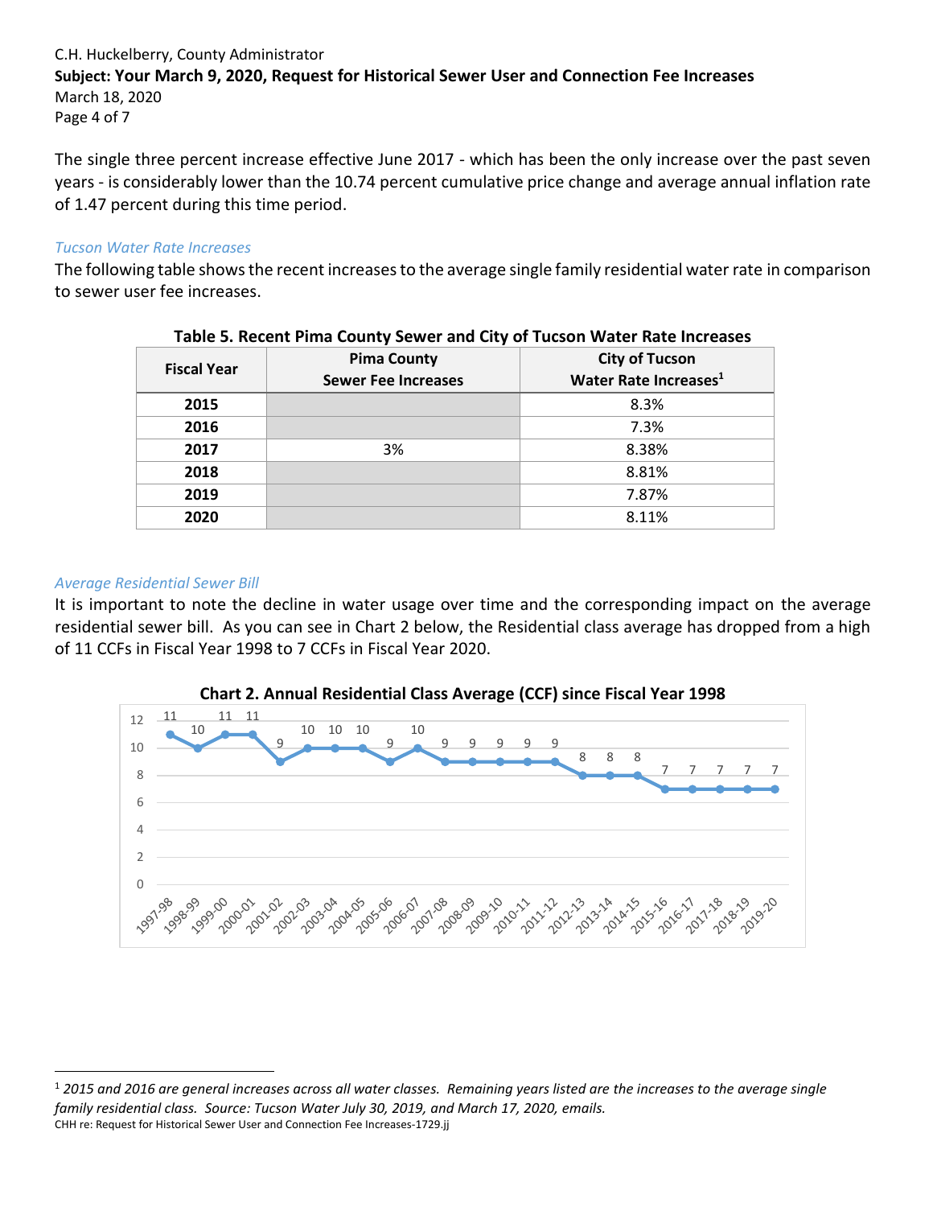The single three percent increase effective June 2017 - which has been the only increase over the past seven years - is considerably lower than the 10.74 percent cumulative price change and average annual inflation rate of 1.47 percent during this time period.

*Tucson Water Rate Increases*

The following table shows the recent increases to the average single family residential water rate in comparison to sewer user fee increases.

**Table 5. Recent Pima County Sewer and City of Tucson Water Rate Increases**

| Fiscal Year | Pima County Sewer Fee Increases | City of Tucson Water Rate Increases[1] |
|---|---|---|
| **2015** | | 8.3% |
| **2016** | | 7.3% |
| **2017** | 3% | 8.38% |
| **2018** | | 8.81% |
| **2019** | | 7.87% |
| **2020** | | 8.11% |

*Average Residential Sewer Bill*

It is important to note the decline in water usage over time and the corresponding impact on the average residential sewer bill. As you can see in Chart 2 below, the Residential class average has dropped from a high of 11 CCFs in Fiscal Year 1998 to 7 CCFs in Fiscal Year 2020.

**Chart 2. Annual Residential Class Average (CCF) since Fiscal Year 1998**

| Fiscal Year | CCF |
|---|---|
| 1997-98 | 11 |
| 1998-99 | 10 |
| 1999-00 | 11 |
| 2000-01 | 11 |
| 2001-02 | 9 |
| 2002-03 | 10 |
| 2003-04 | 10 |
| 2004-05 | 10 |
| 2005-06 | 9 |
| 2006-07 | 10 |
| 2007-08 | 9 |
| 2008-09 | 9 |
| 2009-10 | 9 |
| 2010-11 | 9 |
| 2011-12 | 9 |
| 2012-13 | 8 |
| 2013-14 | 8 |
| 2014-15 | 8 |
| 2015-16 | 7 |
| 2016-17 | 7 |
| 2017-18 | 7 |
| 2018-19 | 7 |
| 2019-20 | 7 |

[1] *2015 and 2016 are general increases across all water classes. Remaining years listed are the increases to the average single family residential class. Source: Tucson Water July 30, 2019, and March 17, 2020, emails.*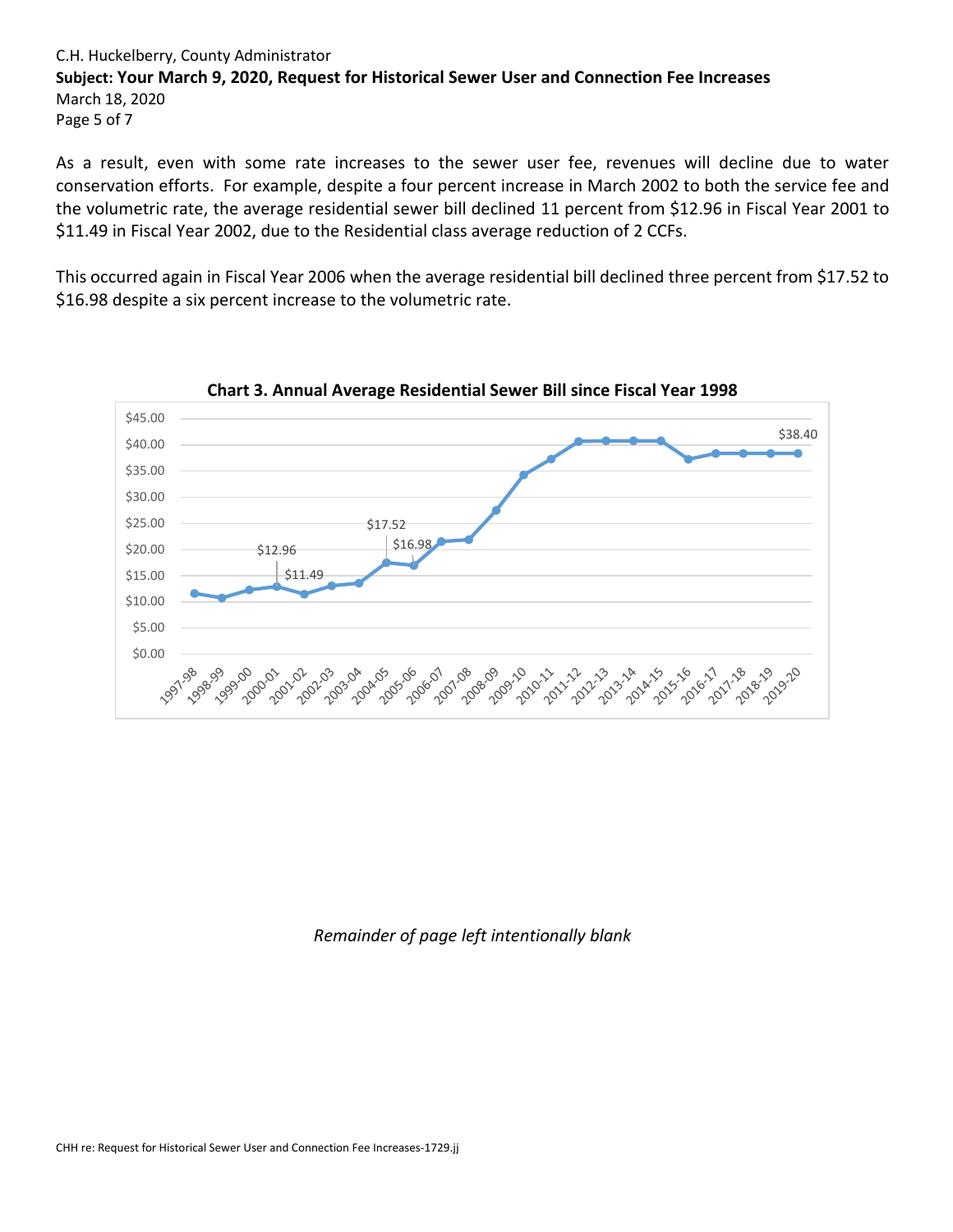As a result, even with some rate increases to the sewer user fee, revenues will decline due to water conservation efforts. For example, despite a four percent increase in March 2002 to both the service fee and the volumetric rate, the average residential sewer bill declined 11 percent from $12.96 in Fiscal Year 2001 to $11.49 in Fiscal Year 2002, due to the Residential class average reduction of 2 CCFs.

This occurred again in Fiscal Year 2006 when the average residential bill declined three percent from $17.52 to $16.98 despite a six percent increase to the volumetric rate.

**Chart 3. Annual Average Residential Sewer Bill since Fiscal Year 1998**

*Remainder of page left intentionally blank*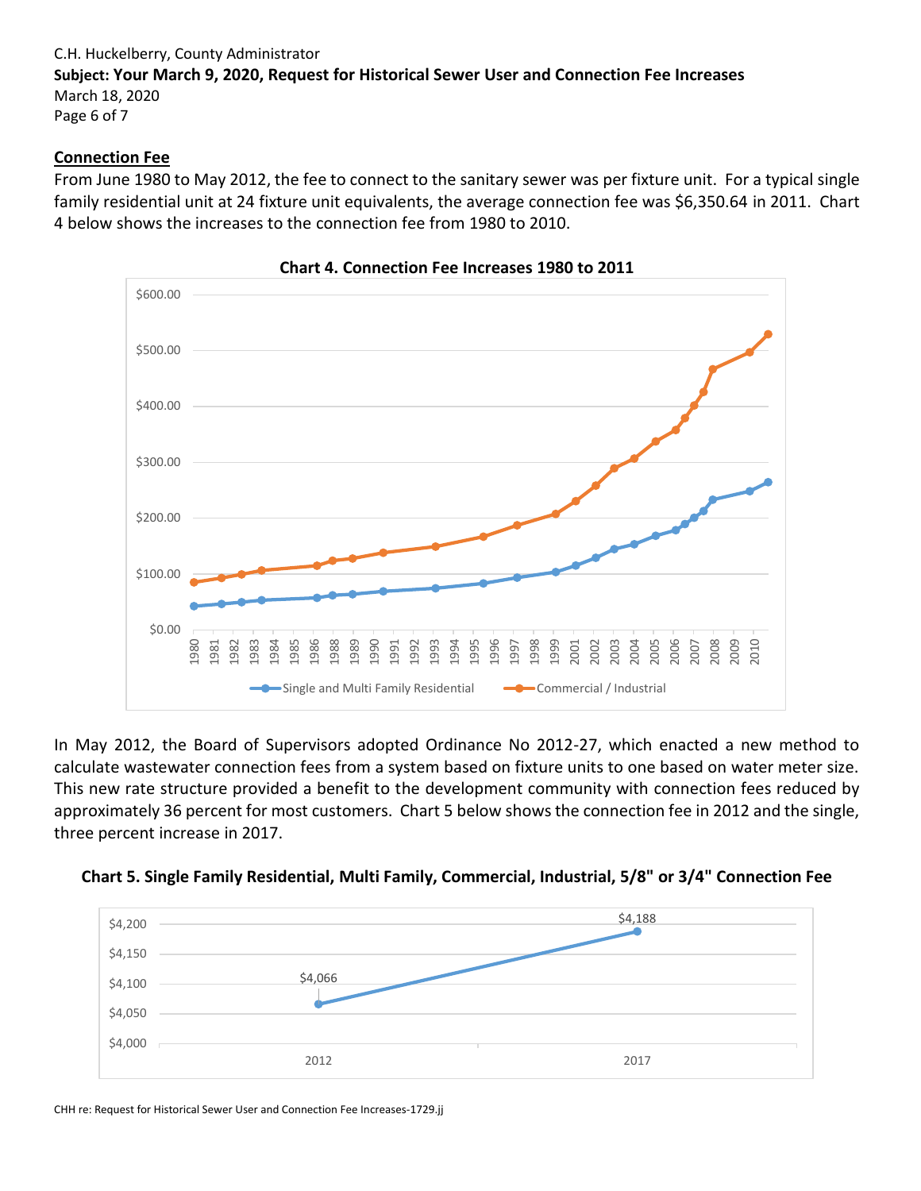## Connection Fee

From June 1980 to May 2012, the fee to connect to the sanitary sewer was per fixture unit. For a typical single family residential unit at 24 fixture unit equivalents, the average connection fee was $6,350.64 in 2011. Chart 4 below shows the increases to the connection fee from 1980 to 2010.

**Chart 4. Connection Fee Increases 1980 to 2011**

In May 2012, the Board of Supervisors adopted Ordinance No 2012-27, which enacted a new method to calculate wastewater connection fees from a system based on fixture units to one based on water meter size. This new rate structure provided a benefit to the development community with connection fees reduced by approximately 36 percent for most customers. Chart 5 below shows the connection fee in 2012 and the single, three percent increase in 2017.

**Chart 5. Single Family Residential, Multi Family, Commercial, Industrial, 5/8" or 3/4" Connection Fee**

| Year | Connection Fee |
|---|---|
| 2012 | $4,066 |
| 2017 | $4,188 |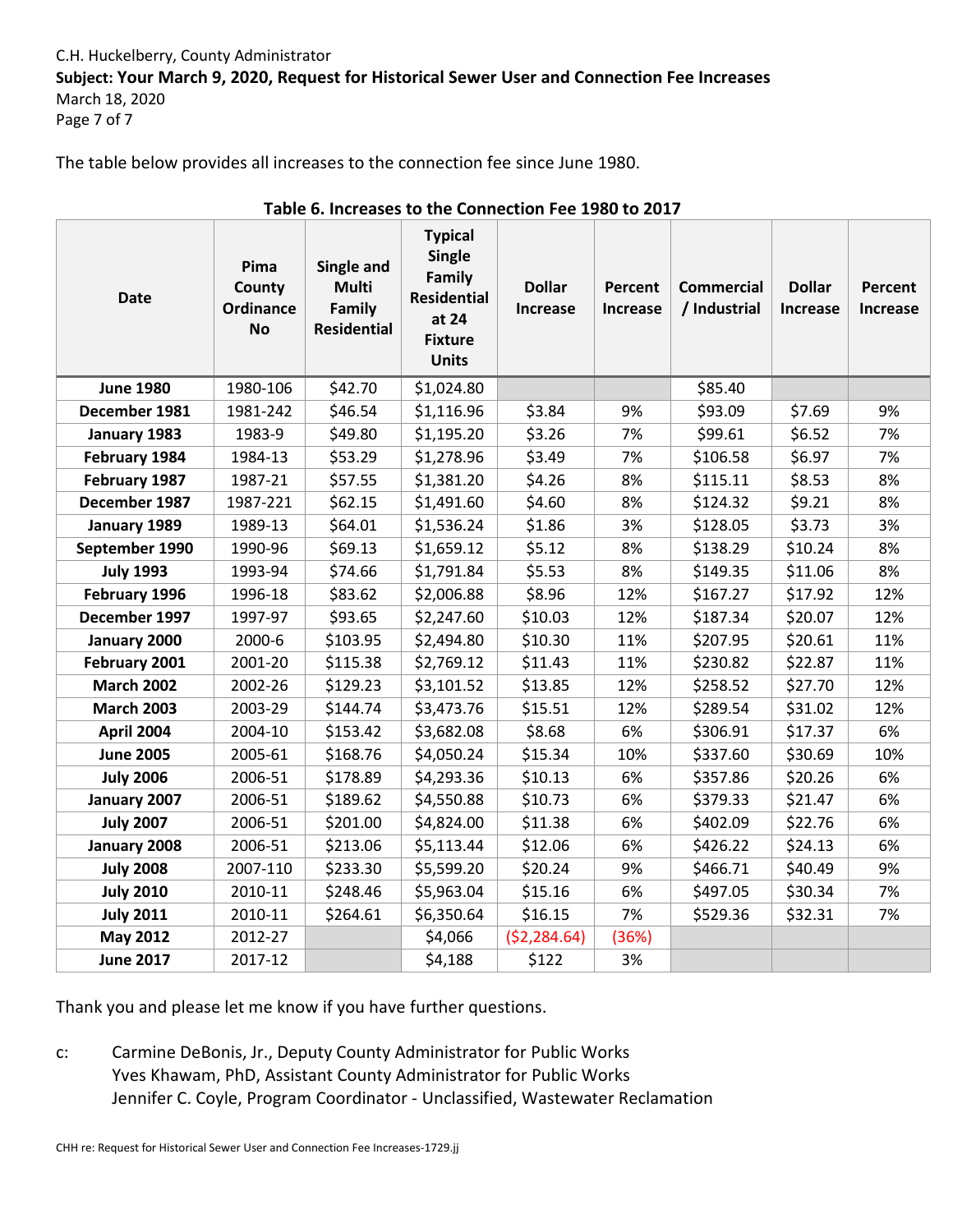The table below provides all increases to the connection fee since June 1980.

**Table 6. Increases to the Connection Fee 1980 to 2017**

| Date | Pima County Ordinance No | Single and Multi Family Residential | Typical Single Family Residential at 24 Fixture Units | Dollar Increase | Percent Increase | Commercial / Industrial | Dollar Increase | Percent Increase |
|---|---|---|---|---|---|---|---|---|
| **June 1980** | 1980-106 | $42.70 | $1,024.80 | | | $85.40 | | |
| **December 1981** | 1981-242 | $46.54 | $1,116.96 | $3.84 | 9% | $93.09 | $7.69 | 9% |
| **January 1983** | 1983-9 | $49.80 | $1,195.20 | $3.26 | 7% | $99.61 | $6.52 | 7% |
| **February 1984** | 1984-13 | $53.29 | $1,278.96 | $3.49 | 7% | $106.58 | $6.97 | 7% |
| **February 1987** | 1987-21 | $57.55 | $1,381.20 | $4.26 | 8% | $115.11 | $8.53 | 8% |
| **December 1987** | 1987-221 | $62.15 | $1,491.60 | $4.60 | 8% | $124.32 | $9.21 | 8% |
| **January 1989** | 1989-13 | $64.01 | $1,536.24 | $1.86 | 3% | $128.05 | $3.73 | 3% |
| **September 1990** | 1990-96 | $69.13 | $1,659.12 | $5.12 | 8% | $138.29 | $10.24 | 8% |
| **July 1993** | 1993-94 | $74.66 | $1,791.84 | $5.53 | 8% | $149.35 | $11.06 | 8% |
| **February 1996** | 1996-18 | $83.62 | $2,006.88 | $8.96 | 12% | $167.27 | $17.92 | 12% |
| **December 1997** | 1997-97 | $93.65 | $2,247.60 | $10.03 | 12% | $187.34 | $20.07 | 12% |
| **January 2000** | 2000-6 | $103.95 | $2,494.80 | $10.30 | 11% | $207.95 | $20.61 | 11% |
| **February 2001** | 2001-20 | $115.38 | $2,769.12 | $11.43 | 11% | $230.82 | $22.87 | 11% |
| **March 2002** | 2002-26 | $129.23 | $3,101.52 | $13.85 | 12% | $258.52 | $27.70 | 12% |
| **March 2003** | 2003-29 | $144.74 | $3,473.76 | $15.51 | 12% | $289.54 | $31.02 | 12% |
| **April 2004** | 2004-10 | $153.42 | $3,682.08 | $8.68 | 6% | $306.91 | $17.37 | 6% |
| **June 2005** | 2005-61 | $168.76 | $4,050.24 | $15.34 | 10% | $337.60 | $30.69 | 10% |
| **July 2006** | 2006-51 | $178.89 | $4,293.36 | $10.13 | 6% | $357.86 | $20.26 | 6% |
| **January 2007** | 2006-51 | $189.62 | $4,550.88 | $10.73 | 6% | $379.33 | $21.47 | 6% |
| **July 2007** | 2006-51 | $201.00 | $4,824.00 | $11.38 | 6% | $402.09 | $22.76 | 6% |
| **January 2008** | 2006-51 | $213.06 | $5,113.44 | $12.06 | 6% | $426.22 | $24.13 | 6% |
| **July 2008** | 2007-110 | $233.30 | $5,599.20 | $20.24 | 9% | $466.71 | $40.49 | 9% |
| **July 2010** | 2010-11 | $248.46 | $5,963.04 | $15.16 | 6% | $497.05 | $30.34 | 7% |
| **July 2011** | 2010-11 | $264.61 | $6,350.64 | $16.15 | 7% | $529.36 | $32.31 | 7% |
| **May 2012** | 2012-27 | | $4,066 | ($2,284.64) | (36%) | | | |
| **June 2017** | 2017-12 | | $4,188 | $122 | 3% | | | |

Thank you and please let me know if you have further questions.

c: Carmine DeBonis, Jr., Deputy County Administrator for Public Works
Yves Khawam, PhD, Assistant County Administrator for Public Works
Jennifer C. Coyle, Program Coordinator - Unclassified, Wastewater Reclamation

CHH re: Request for Historical Sewer User and Connection Fee Increases-1729.jj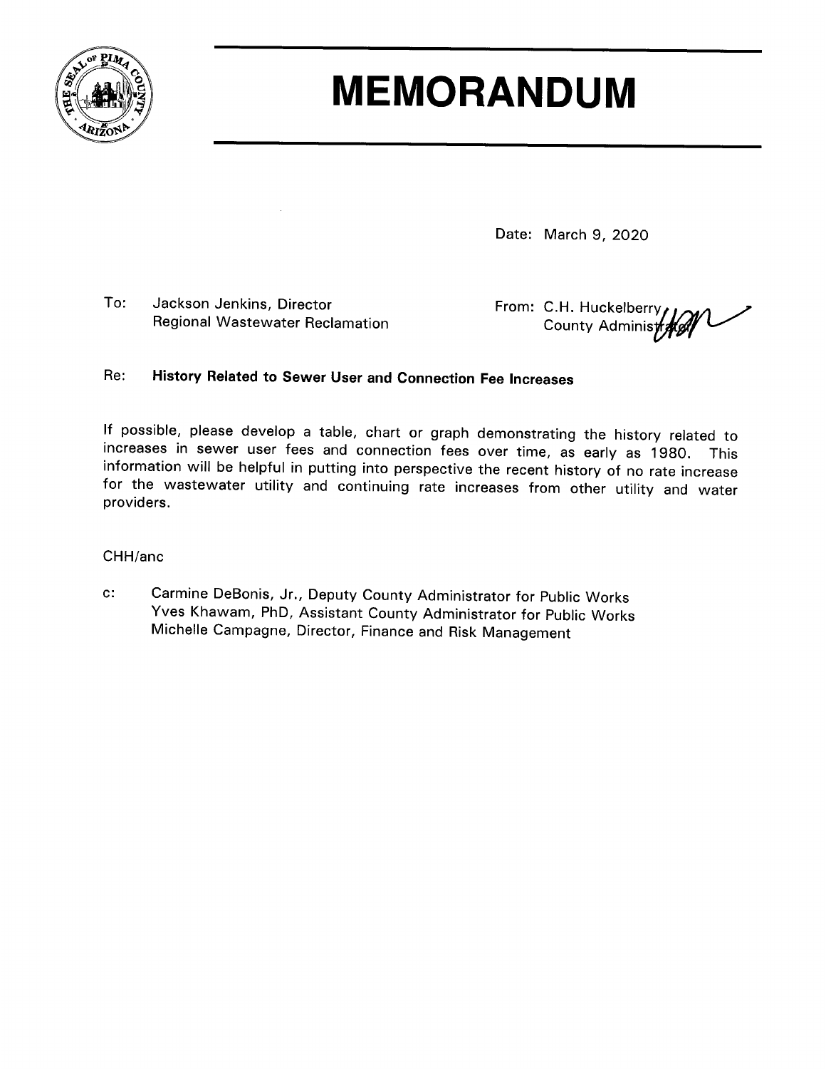# MEMORANDUM

Date: March 9, 2020

To: Jackson Jenkins, Director
Regional Wastewater Reclamation

From: C.H. Huckelberry
County Administrator

Re: **History Related to Sewer User and Connection Fee Increases**

If possible, please develop a table, chart or graph demonstrating the history related to increases in sewer user fees and connection fees over time, as early as 1980. This information will be helpful in putting into perspective the recent history of no rate increase for the wastewater utility and continuing rate increases from other utility and water providers.

CHH/anc

c: Carmine DeBonis, Jr., Deputy County Administrator for Public Works
Yves Khawam, PhD, Assistant County Administrator for Public Works
Michelle Campagne, Director, Finance and Risk Management